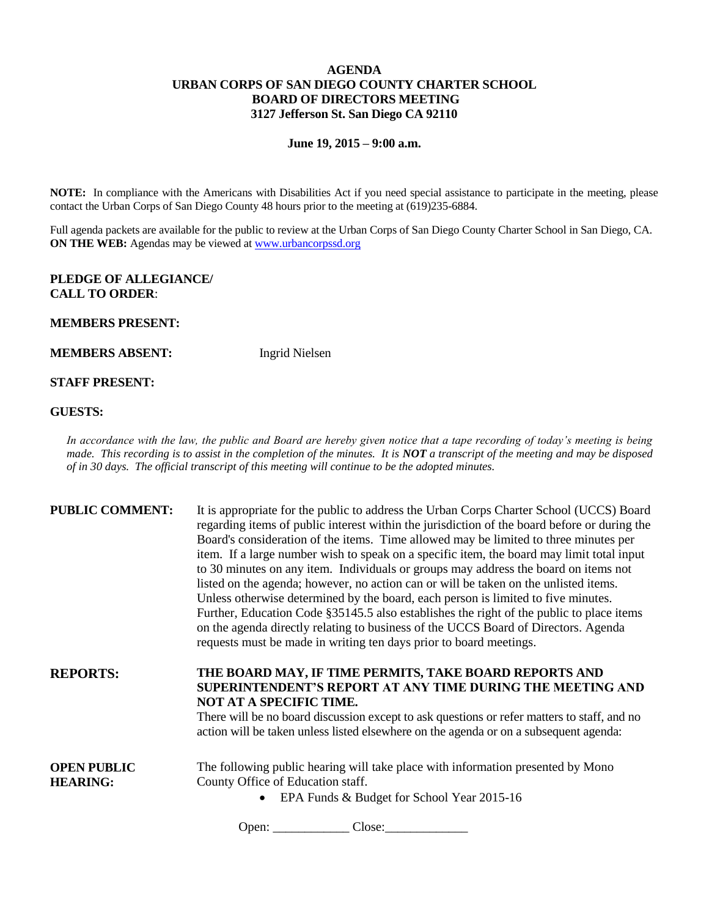# AGENDA
## URBAN CORPS OF SAN DIEGO COUNTY CHARTER SCHOOL
## BOARD OF DIRECTORS MEETING
## 3127 Jefferson St. San Diego CA 92110

**June 19, 2015 – 9:00 a.m.**

**NOTE:** In compliance with the Americans with Disabilities Act if you need special assistance to participate in the meeting, please contact the Urban Corps of San Diego County 48 hours prior to the meeting at (619)235-6884.

Full agenda packets are available for the public to review at the Urban Corps of San Diego County Charter School in San Diego, CA.
**ON THE WEB:** Agendas may be viewed at www.urbancorpssd.org

**PLEDGE OF ALLEGIANCE/**
**CALL TO ORDER**:

**MEMBERS PRESENT:**

**MEMBERS ABSENT:** Ingrid Nielsen

**STAFF PRESENT:**

**GUESTS:**

*In accordance with the law, the public and Board are hereby given notice that a tape recording of today's meeting is being made. This recording is to assist in the completion of the minutes. It is* ***NOT*** *a transcript of the meeting and may be disposed of in 30 days. The official transcript of this meeting will continue to be the adopted minutes.*

**PUBLIC COMMENT:** It is appropriate for the public to address the Urban Corps Charter School (UCCS) Board regarding items of public interest within the jurisdiction of the board before or during the Board's consideration of the items. Time allowed may be limited to three minutes per item. If a large number wish to speak on a specific item, the board may limit total input to 30 minutes on any item. Individuals or groups may address the board on items not listed on the agenda; however, no action can or will be taken on the unlisted items. Unless otherwise determined by the board, each person is limited to five minutes. Further, Education Code §35145.5 also establishes the right of the public to place items on the agenda directly relating to business of the UCCS Board of Directors. Agenda requests must be made in writing ten days prior to board meetings.

**REPORTS:** **THE BOARD MAY, IF TIME PERMITS, TAKE BOARD REPORTS AND SUPERINTENDENT'S REPORT AT ANY TIME DURING THE MEETING AND NOT AT A SPECIFIC TIME.**
There will be no board discussion except to ask questions or refer matters to staff, and no action will be taken unless listed elsewhere on the agenda or on a subsequent agenda:

**OPEN PUBLIC HEARING:** The following public hearing will take place with information presented by Mono County Office of Education staff.

- EPA Funds & Budget for School Year 2015-16

Open: ____________ Close:_____________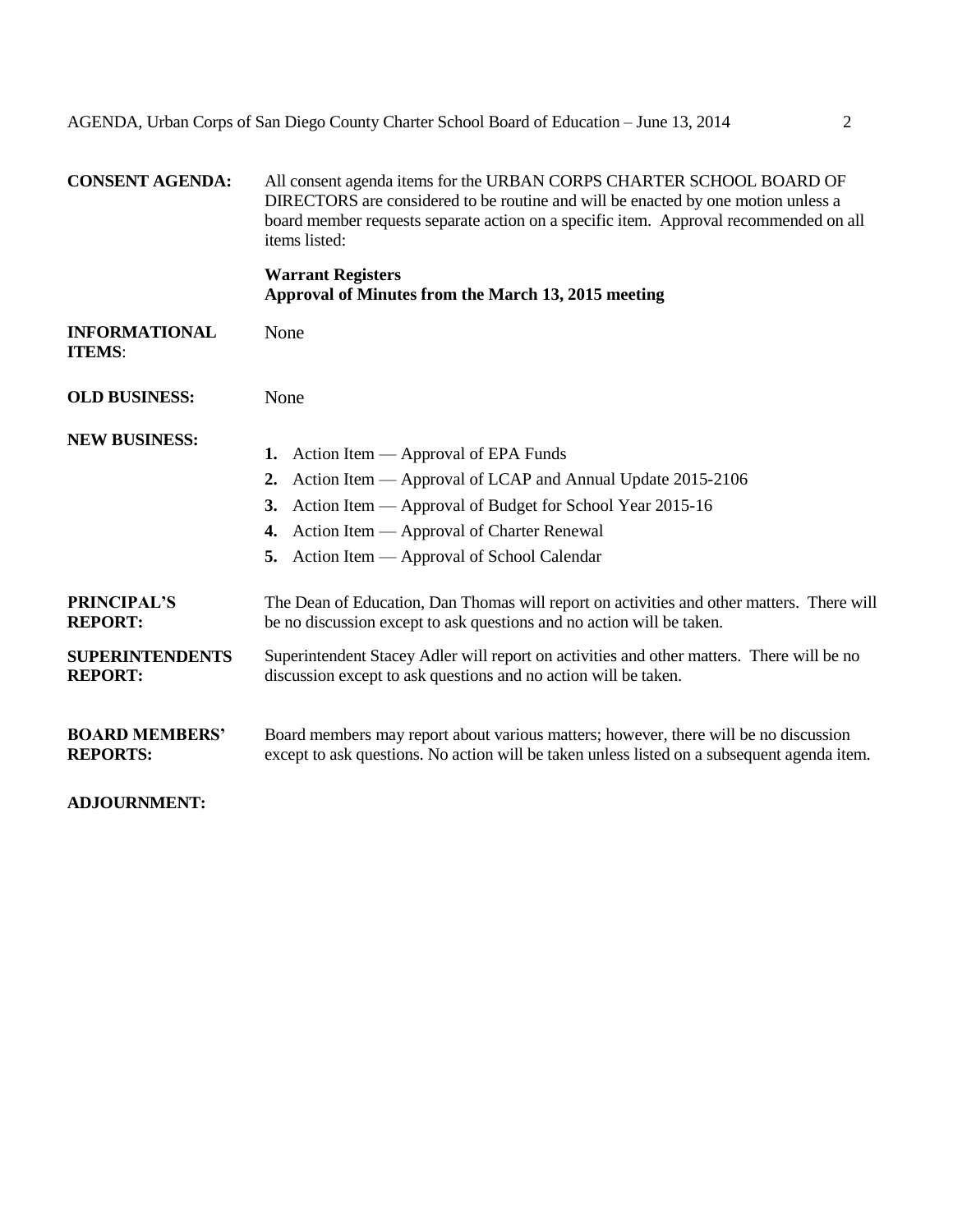**CONSENT AGENDA:** All consent agenda items for the URBAN CORPS CHARTER SCHOOL BOARD OF DIRECTORS are considered to be routine and will be enacted by one motion unless a board member requests separate action on a specific item. Approval recommended on all items listed:

**Warrant Registers**
**Approval of Minutes from the March 13, 2015 meeting**

**INFORMATIONAL ITEMS**: None

**OLD BUSINESS:** None

**NEW BUSINESS:**

1. Action Item — Approval of EPA Funds
2. Action Item — Approval of LCAP and Annual Update 2015-2106
3. Action Item — Approval of Budget for School Year 2015-16
4. Action Item — Approval of Charter Renewal
5. Action Item — Approval of School Calendar

**PRINCIPAL'S REPORT:** The Dean of Education, Dan Thomas will report on activities and other matters. There will be no discussion except to ask questions and no action will be taken.

**SUPERINTENDENTS REPORT:** Superintendent Stacey Adler will report on activities and other matters. There will be no discussion except to ask questions and no action will be taken.

**BOARD MEMBERS' REPORTS:** Board members may report about various matters; however, there will be no discussion except to ask questions. No action will be taken unless listed on a subsequent agenda item.

**ADJOURNMENT:**